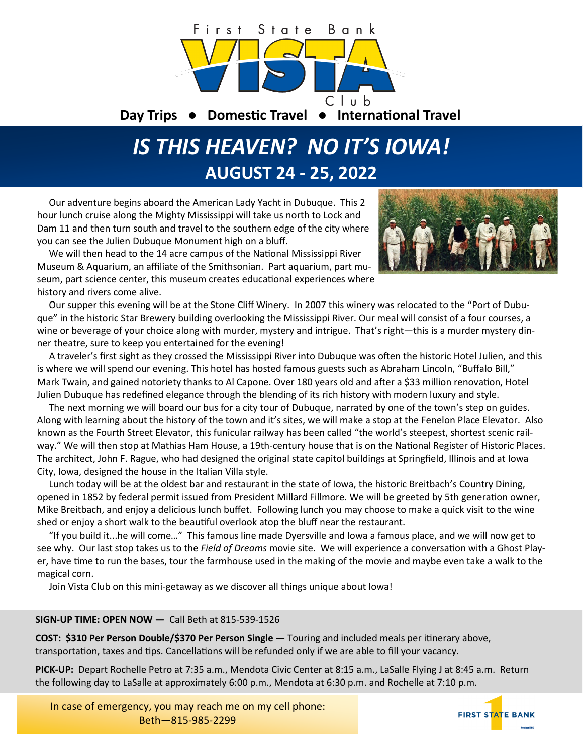First State Bank

# VISTA Club

**Day Trips • Domestic Travel • International Travel**

# *IS THIS HEAVEN? NO IT'S IOWA!*

## AUGUST 24 - 25, 2022

Our adventure begins aboard the American Lady Yacht in Dubuque. This 2 hour lunch cruise along the Mighty Mississippi will take us north to Lock and Dam 11 and then turn south and travel to the southern edge of the city where you can see the Julien Dubuque Monument high on a bluff.

We will then head to the 14 acre campus of the National Mississippi River Museum & Aquarium, an affiliate of the Smithsonian. Part aquarium, part museum, part science center, this museum creates educational experiences where history and rivers come alive.

Our supper this evening will be at the Stone Cliff Winery. In 2007 this winery was relocated to the "Port of Dubuque" in the historic Star Brewery building overlooking the Mississippi River. Our meal will consist of a four courses, a wine or beverage of your choice along with murder, mystery and intrigue. That's right—this is a murder mystery dinner theatre, sure to keep you entertained for the evening!

A traveler's first sight as they crossed the Mississippi River into Dubuque was often the historic Hotel Julien, and this is where we will spend our evening. This hotel has hosted famous guests such as Abraham Lincoln, "Buffalo Bill," Mark Twain, and gained notoriety thanks to Al Capone. Over 180 years old and after a $33 million renovation, Hotel Julien Dubuque has redefined elegance through the blending of its rich history with modern luxury and style.

The next morning we will board our bus for a city tour of Dubuque, narrated by one of the town's step on guides. Along with learning about the history of the town and it's sites, we will make a stop at the Fenelon Place Elevator. Also known as the Fourth Street Elevator, this funicular railway has been called "the world's steepest, shortest scenic railway." We will then stop at Mathias Ham House, a 19th-century house that is on the National Register of Historic Places. The architect, John F. Rague, who had designed the original state capitol buildings at Springfield, Illinois and at Iowa City, Iowa, designed the house in the Italian Villa style.

Lunch today will be at the oldest bar and restaurant in the state of Iowa, the historic Breitbach's Country Dining, opened in 1852 by federal permit issued from President Millard Fillmore. We will be greeted by 5th generation owner, Mike Breitbach, and enjoy a delicious lunch buffet. Following lunch you may choose to make a quick visit to the wine shed or enjoy a short walk to the beautiful overlook atop the bluff near the restaurant.

"If you build it...he will come…" This famous line made Dyersville and Iowa a famous place, and we will now get to see why. Our last stop takes us to the *Field of Dreams* movie site. We will experience a conversation with a Ghost Player, have time to run the bases, tour the farmhouse used in the making of the movie and maybe even take a walk to the magical corn.

Join Vista Club on this mini-getaway as we discover all things unique about Iowa!

**SIGN-UP TIME: OPEN NOW —** Call Beth at 815-539-1526

**COST: $310 Per Person Double/$370 Per Person Single —** Touring and included meals per itinerary above, transportation, taxes and tips. Cancellations will be refunded only if we are able to fill your vacancy.

**PICK-UP:** Depart Rochelle Petro at 7:35 a.m., Mendota Civic Center at 8:15 a.m., LaSalle Flying J at 8:45 a.m. Return the following day to LaSalle at approximately 6:00 p.m., Mendota at 6:30 p.m. and Rochelle at 7:10 p.m.

In case of emergency, you may reach me on my cell phone:
Beth—815-985-2299

FIRST STATE BANK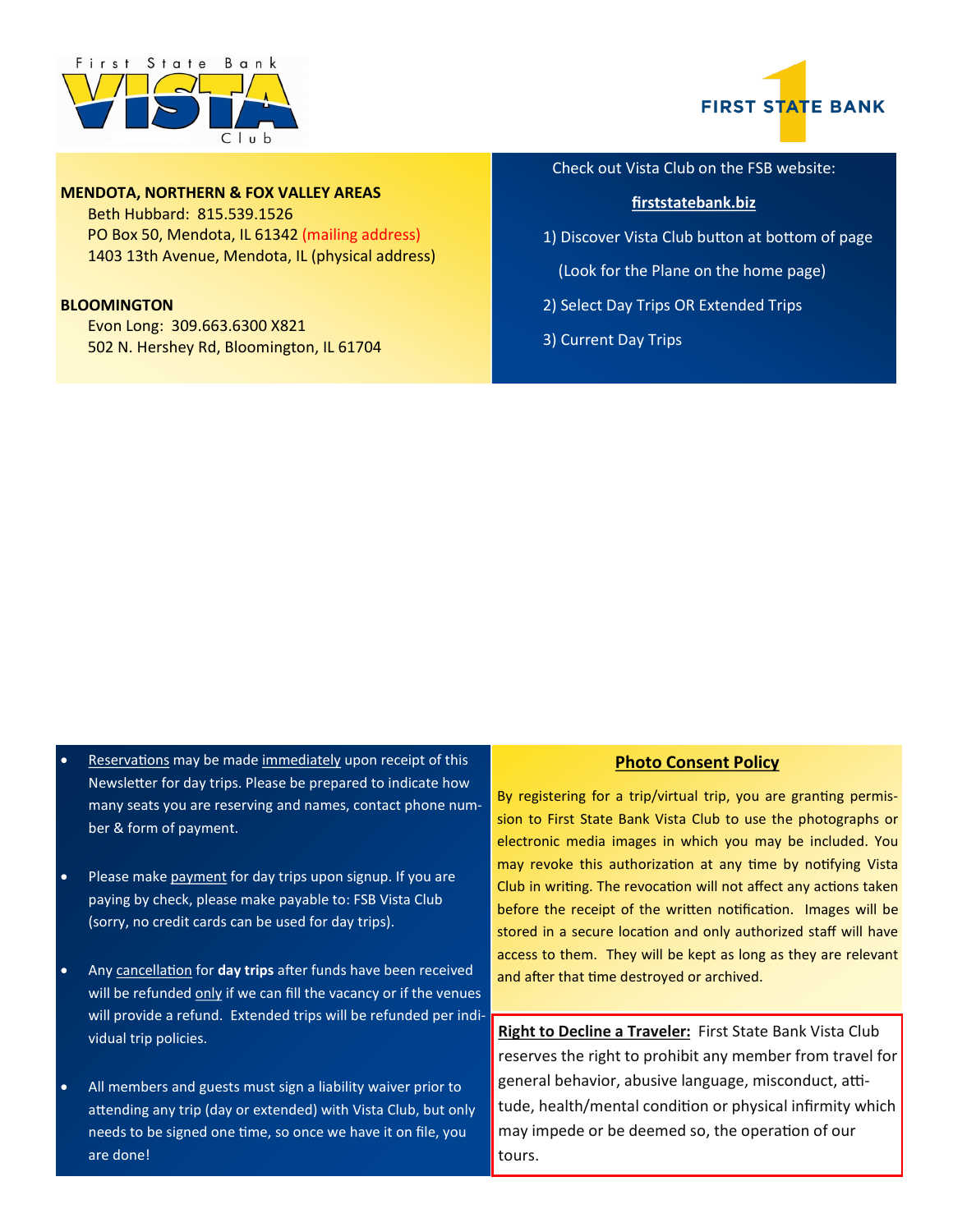First State Bank **VISTA** Club

**FIRST STATE BANK**

**MENDOTA, NORTHERN & FOX VALLEY AREAS**

Beth Hubbard: 815.539.1526
PO Box 50, Mendota, IL 61342 (mailing address)
1403 13th Avenue, Mendota, IL (physical address)

**BLOOMINGTON**

Evon Long: 309.663.6300 X821
502 N. Hershey Rd, Bloomington, IL 61704

Check out Vista Club on the FSB website:

**firststatebank.biz**

1) Discover Vista Club button at bottom of page
   (Look for the Plane on the home page)
2) Select Day Trips OR Extended Trips
3) Current Day Trips

- Reservations may be made immediately upon receipt of this Newsletter for day trips. Please be prepared to indicate how many seats you are reserving and names, contact phone number & form of payment.
- Please make payment for day trips upon signup. If you are paying by check, please make payable to: FSB Vista Club (sorry, no credit cards can be used for day trips).
- Any cancellation for **day trips** after funds have been received will be refunded only if we can fill the vacancy or if the venues will provide a refund. Extended trips will be refunded per individual trip policies.
- All members and guests must sign a liability waiver prior to attending any trip (day or extended) with Vista Club, but only needs to be signed one time, so once we have it on file, you are done!

## Photo Consent Policy

By registering for a trip/virtual trip, you are granting permission to First State Bank Vista Club to use the photographs or electronic media images in which you may be included. You may revoke this authorization at any time by notifying Vista Club in writing. The revocation will not affect any actions taken before the receipt of the written notification. Images will be stored in a secure location and only authorized staff will have access to them. They will be kept as long as they are relevant and after that time destroyed or archived.

**Right to Decline a Traveler:** First State Bank Vista Club reserves the right to prohibit any member from travel for general behavior, abusive language, misconduct, attitude, health/mental condition or physical infirmity which may impede or be deemed so, the operation of our tours.